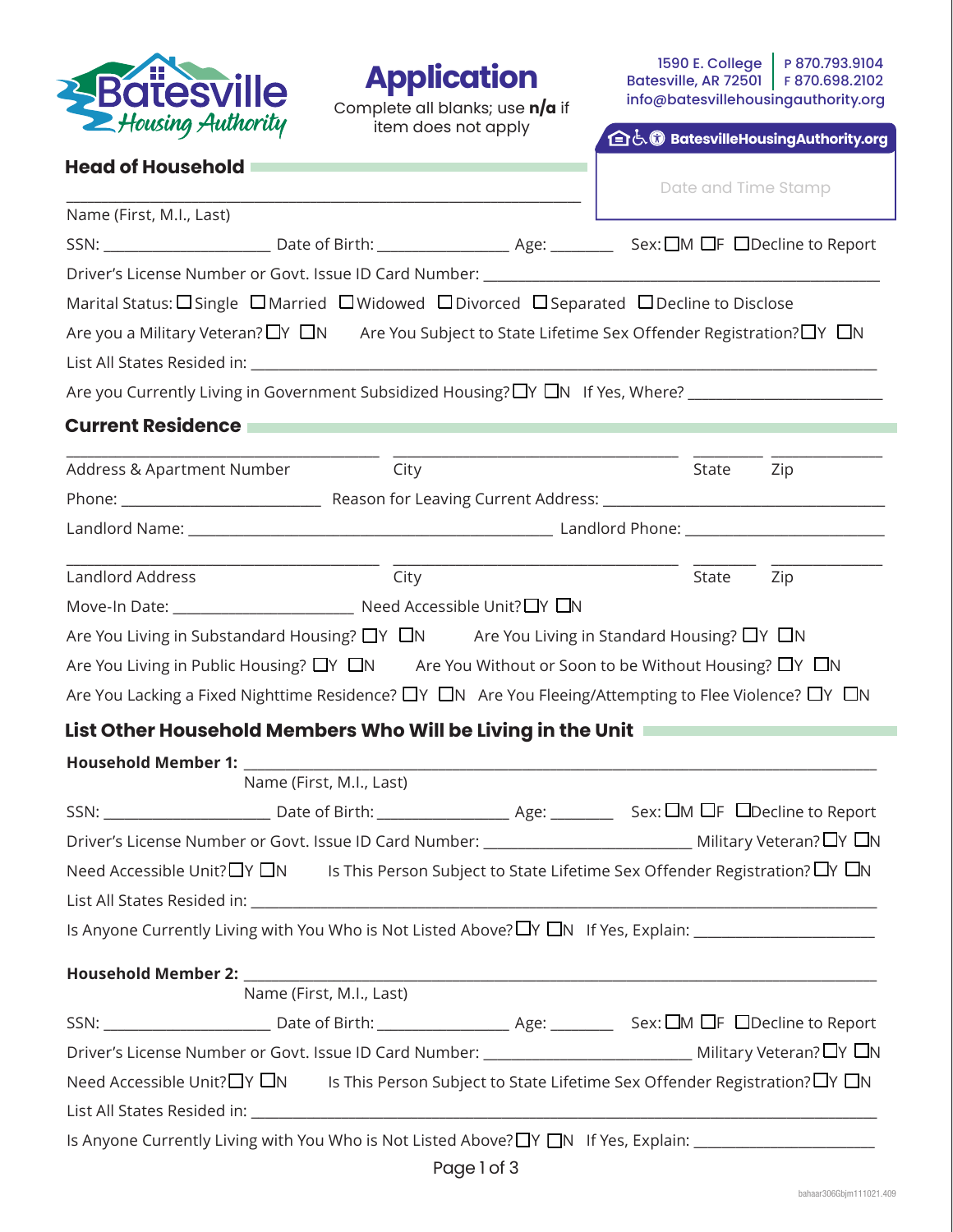Batesville Housing Authority

# Application

Complete all blanks; use **n/a** if item does not apply

1590 E. College
Batesville, AR 72501
info@batesvillehousingauthority.org

P 870.793.9104
F 870.698.2102

BatesvilleHousingAuthority.org

Date and Time Stamp

## Head of Household

______________________________________________
Name (First, M.I., Last)

SSN: ____________ Date of Birth: ____________ Age: ______ Sex: ☐M ☐F ☐Decline to Report

Driver's License Number or Govt. Issue ID Card Number: ______________________________

Marital Status: ☐Single ☐Married ☐Widowed ☐Divorced ☐Separated ☐Decline to Disclose

Are you a Military Veteran? ☐Y ☐N Are You Subject to State Lifetime Sex Offender Registration? ☐Y ☐N

List All States Resided in: ______________________________________________

Are you Currently Living in Government Subsidized Housing? ☐Y ☐N If Yes, Where? ______________

## Current Residence

______________________ ______________________ ________ ________
Address & Apartment Number City State Zip

Phone: ______________ Reason for Leaving Current Address: ______________________

Landlord Name: ______________________________ Landlord Phone: ______________

______________________ ______________________ ________ ________
Landlord Address City State Zip

Move-In Date: ______________ Need Accessible Unit? ☐Y ☐N

Are You Living in Substandard Housing? ☐Y ☐N Are You Living in Standard Housing? ☐Y ☐N

Are You Living in Public Housing? ☐Y ☐N Are You Without or Soon to be Without Housing? ☐Y ☐N

Are You Lacking a Fixed Nighttime Residence? ☐Y ☐N Are You Fleeing/Attempting to Flee Violence? ☐Y ☐N

## List Other Household Members Who Will be Living in the Unit

**Household Member 1:** ______________________________________________
Name (First, M.I., Last)

SSN: ____________ Date of Birth: ____________ Age: ______ Sex: ☐M ☐F ☐Decline to Report

Driver's License Number or Govt. Issue ID Card Number: ______________ Military Veteran? ☐Y ☐N

Need Accessible Unit? ☐Y ☐N Is This Person Subject to State Lifetime Sex Offender Registration? ☐Y ☐N

List All States Resided in: ______________________________________________

Is Anyone Currently Living with You Who is Not Listed Above? ☐Y ☐N If Yes, Explain: ______________

**Household Member 2:** ______________________________________________
Name (First, M.I., Last)

SSN: ____________ Date of Birth: ____________ Age: ______ Sex: ☐M ☐F ☐Decline to Report

Driver's License Number or Govt. Issue ID Card Number: ______________ Military Veteran? ☐Y ☐N

Need Accessible Unit? ☐Y ☐N Is This Person Subject to State Lifetime Sex Offender Registration? ☐Y ☐N

List All States Resided in: ______________________________________________

Is Anyone Currently Living with You Who is Not Listed Above? ☐Y ☐N If Yes, Explain: ______________

bahaar306Gbjm111021.409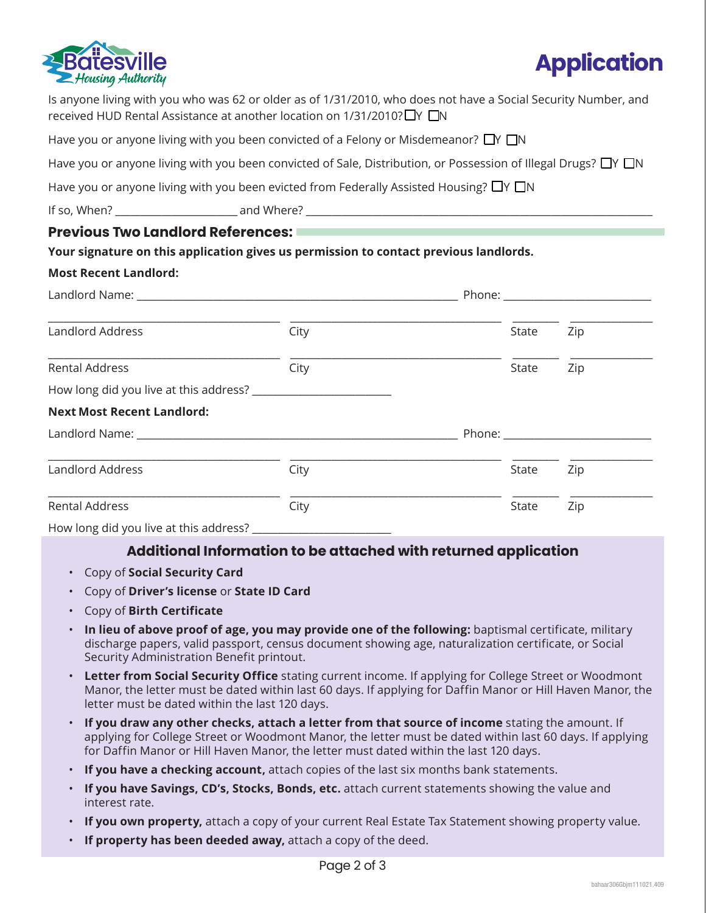Batesville Housing Authority

# Application

Is anyone living with you who was 62 or older as of 1/31/2010, who does not have a Social Security Number, and received HUD Rental Assistance at another location on 1/31/2010? ☐Y ☐N

Have you or anyone living with you been convicted of a Felony or Misdemeanor? ☐Y ☐N

Have you or anyone living with you been convicted of Sale, Distribution, or Possession of Illegal Drugs? ☐Y ☐N

Have you or anyone living with you been evicted from Federally Assisted Housing? ☐Y ☐N

If so, When? ____________________ and Where? ____________________________________________________________

## Previous Two Landlord References:

**Your signature on this application gives us permission to contact previous landlords.**

**Most Recent Landlord:**

Landlord Name: ______________________________________________ Phone: ______________________

______________________________ ______________________________ ________ ____________
Landlord Address City State Zip

______________________________ ______________________________ ________ ____________
Rental Address City State Zip

How long did you live at this address? ______________________

**Next Most Recent Landlord:**

Landlord Name: ______________________________________________ Phone: ______________________

______________________________ ______________________________ ________ ____________
Landlord Address City State Zip

______________________________ ______________________________ ________ ____________
Rental Address City State Zip

How long did you live at this address? ______________________

## Additional Information to be attached with returned application

- Copy of **Social Security Card**
- Copy of **Driver's license** or **State ID Card**
- Copy of **Birth Certificate**
- **In lieu of above proof of age, you may provide one of the following:** baptismal certificate, military discharge papers, valid passport, census document showing age, naturalization certificate, or Social Security Administration Benefit printout.
- **Letter from Social Security Office** stating current income. If applying for College Street or Woodmont Manor, the letter must be dated within last 60 days. If applying for Daffin Manor or Hill Haven Manor, the letter must be dated within the last 120 days.
- **If you draw any other checks, attach a letter from that source of income** stating the amount. If applying for College Street or Woodmont Manor, the letter must be dated within last 60 days. If applying for Daffin Manor or Hill Haven Manor, the letter must dated within the last 120 days.
- **If you have a checking account,** attach copies of the last six months bank statements.
- **If you have Savings, CD's, Stocks, Bonds, etc.** attach current statements showing the value and interest rate.
- **If you own property,** attach a copy of your current Real Estate Tax Statement showing property value.
- **If property has been deeded away,** attach a copy of the deed.

bahaar306Gbjm111021.409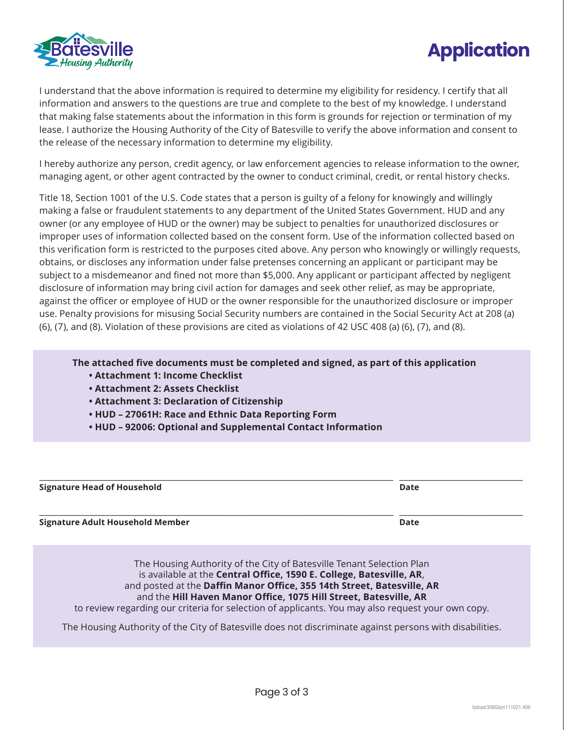# Application

I understand that the above information is required to determine my eligibility for residency. I certify that all information and answers to the questions are true and complete to the best of my knowledge. I understand that making false statements about the information in this form is grounds for rejection or termination of my lease. I authorize the Housing Authority of the City of Batesville to verify the above information and consent to the release of the necessary information to determine my eligibility.

I hereby authorize any person, credit agency, or law enforcement agencies to release information to the owner, managing agent, or other agent contracted by the owner to conduct criminal, credit, or rental history checks.

Title 18, Section 1001 of the U.S. Code states that a person is guilty of a felony for knowingly and willingly making a false or fraudulent statements to any department of the United States Government. HUD and any owner (or any employee of HUD or the owner) may be subject to penalties for unauthorized disclosures or improper uses of information collected based on the consent form. Use of the information collected based on this verification form is restricted to the purposes cited above. Any person who knowingly or willingly requests, obtains, or discloses any information under false pretenses concerning an applicant or participant may be subject to a misdemeanor and fined not more than $5,000. Any applicant or participant affected by negligent disclosure of information may bring civil action for damages and seek other relief, as may be appropriate, against the officer or employee of HUD or the owner responsible for the unauthorized disclosure or improper use. Penalty provisions for misusing Social Security numbers are contained in the Social Security Act at 208 (a) (6), (7), and (8). Violation of these provisions are cited as violations of 42 USC 408 (a) (6), (7), and (8).

**The attached five documents must be completed and signed, as part of this application**

- **Attachment 1: Income Checklist**
- **Attachment 2: Assets Checklist**
- **Attachment 3: Declaration of Citizenship**
- **HUD – 27061H: Race and Ethnic Data Reporting Form**
- **HUD – 92006: Optional and Supplemental Contact Information**

______________________________________________ ____________________

**Signature Head of Household** **Date**

______________________________________________ ____________________

**Signature Adult Household Member** **Date**

The Housing Authority of the City of Batesville Tenant Selection Plan is available at the **Central Office, 1590 E. College, Batesville, AR**, and posted at the **Daffin Manor Office, 355 14th Street, Batesville, AR** and the **Hill Haven Manor Office, 1075 Hill Street, Batesville, AR** to review regarding our criteria for selection of applicants. You may also request your own copy.

The Housing Authority of the City of Batesville does not discriminate against persons with disabilities.

bahaar306Gbjm111021.409